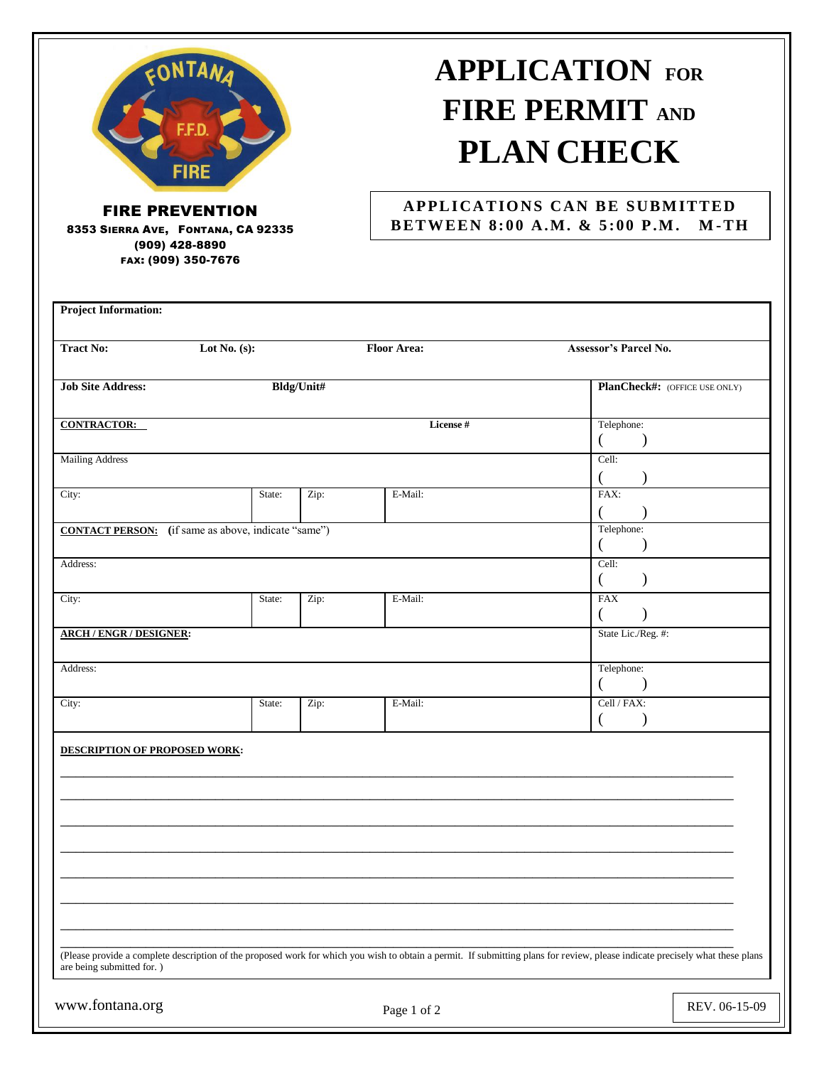FIRE PREVENTION
8353 SIERRA AVE, FONTANA, CA 92335
(909) 428-8890
FAX: (909) 350-7676

# APPLICATION FOR FIRE PERMIT AND PLAN CHECK

**APPLICATIONS CAN BE SUBMITTED BETWEEN 8:00 A.M. & 5:00 P.M. M-TH**

**Project Information:**

| **Tract No:** | **Lot No. (s):** | **Floor Area:** | **Assessor's Parcel No.** |
|---|---|---|---|
| **Job Site Address:** | **Bldg/Unit#** | | **PlanCheck#:** (OFFICE USE ONLY) |

| | | | | |
|---|---|---|---|---|
| **CONTRACTOR:** | | | **License #** | Telephone: ( ) |
| Mailing Address | | | | Cell: ( ) |
| City: | State: | Zip: | E-Mail: | FAX: ( ) |
| **CONTACT PERSON:** (if same as above, indicate "same") | | | | Telephone: ( ) |
| Address: | | | | Cell: ( ) |
| City: | State: | Zip: | E-Mail: | FAX ( ) |
| **ARCH / ENGR / DESIGNER:** | | | | State Lic./Reg. #: |
| Address: | | | | Telephone: ( ) |
| City: | State: | Zip: | E-Mail: | Cell / FAX: ( ) |

**DESCRIPTION OF PROPOSED WORK:**

\_\_\_\_\_\_\_\_\_\_\_\_\_\_\_\_\_\_\_\_\_\_\_\_\_\_\_\_\_\_\_\_\_\_\_\_\_\_\_\_\_\_\_\_\_\_\_\_\_\_\_\_\_\_\_\_\_\_\_\_\_\_\_\_\_\_\_\_\_\_\_\_\_\_\_\_\_\_

\_\_\_\_\_\_\_\_\_\_\_\_\_\_\_\_\_\_\_\_\_\_\_\_\_\_\_\_\_\_\_\_\_\_\_\_\_\_\_\_\_\_\_\_\_\_\_\_\_\_\_\_\_\_\_\_\_\_\_\_\_\_\_\_\_\_\_\_\_\_\_\_\_\_\_\_\_\_

\_\_\_\_\_\_\_\_\_\_\_\_\_\_\_\_\_\_\_\_\_\_\_\_\_\_\_\_\_\_\_\_\_\_\_\_\_\_\_\_\_\_\_\_\_\_\_\_\_\_\_\_\_\_\_\_\_\_\_\_\_\_\_\_\_\_\_\_\_\_\_\_\_\_\_\_\_\_

\_\_\_\_\_\_\_\_\_\_\_\_\_\_\_\_\_\_\_\_\_\_\_\_\_\_\_\_\_\_\_\_\_\_\_\_\_\_\_\_\_\_\_\_\_\_\_\_\_\_\_\_\_\_\_\_\_\_\_\_\_\_\_\_\_\_\_\_\_\_\_\_\_\_\_\_\_\_

\_\_\_\_\_\_\_\_\_\_\_\_\_\_\_\_\_\_\_\_\_\_\_\_\_\_\_\_\_\_\_\_\_\_\_\_\_\_\_\_\_\_\_\_\_\_\_\_\_\_\_\_\_\_\_\_\_\_\_\_\_\_\_\_\_\_\_\_\_\_\_\_\_\_\_\_\_\_

\_\_\_\_\_\_\_\_\_\_\_\_\_\_\_\_\_\_\_\_\_\_\_\_\_\_\_\_\_\_\_\_\_\_\_\_\_\_\_\_\_\_\_\_\_\_\_\_\_\_\_\_\_\_\_\_\_\_\_\_\_\_\_\_\_\_\_\_\_\_\_\_\_\_\_\_\_\_

\_\_\_\_\_\_\_\_\_\_\_\_\_\_\_\_\_\_\_\_\_\_\_\_\_\_\_\_\_\_\_\_\_\_\_\_\_\_\_\_\_\_\_\_\_\_\_\_\_\_\_\_\_\_\_\_\_\_\_\_\_\_\_\_\_\_\_\_\_\_\_\_\_\_\_\_\_\_

(Please provide a complete description of the proposed work for which you wish to obtain a permit. If submitting plans for review, please indicate precisely what these plans are being submitted for. )

www.fontana.org

REV. 06-15-09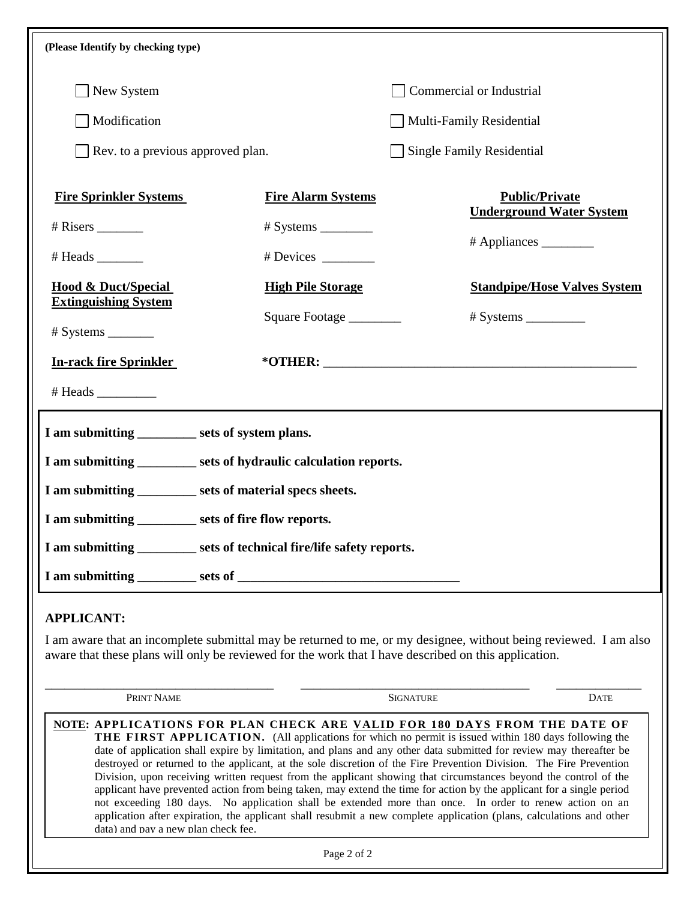**(Please Identify by checking type)**

- ☐ New System
- ☐ Modification
- ☐ Rev. to a previous approved plan.
- ☐ Commercial or Industrial
- ☐ Multi-Family Residential
- ☐ Single Family Residential

**Fire Sprinkler Systems**

\# Risers _______

\# Heads _______

**Fire Alarm Systems**

\# Systems ________

\# Devices ________

**Public/Private Underground Water System**

\# Appliances ________

**Hood & Duct/Special Extinguishing System**

\# Systems _______

**High Pile Storage**

Square Footage ________

**Standpipe/Hose Valves System**

\# Systems _________

**In-rack fire Sprinkler**

\# Heads _________

***OTHER:** ________________________________________________

**I am submitting _________ sets of system plans.**

**I am submitting _________ sets of hydraulic calculation reports.**

**I am submitting _________ sets of material specs sheets.**

**I am submitting _________ sets of fire flow reports.**

**I am submitting _________ sets of technical fire/life safety reports.**

**I am submitting _________ sets of _________________________________**

**APPLICANT:**

I am aware that an incomplete submittal may be returned to me, or my designee, without being reviewed. I am also aware that these plans will only be reviewed for the work that I have described on this application.

___________________________________ ___________________________________ _____________

PRINT NAME SIGNATURE DATE

**NOTE: APPLICATIONS FOR PLAN CHECK ARE VALID FOR 180 DAYS FROM THE DATE OF THE FIRST APPLICATION.** (All applications for which no permit is issued within 180 days following the date of application shall expire by limitation, and plans and any other data submitted for review may thereafter be destroyed or returned to the applicant, at the sole discretion of the Fire Prevention Division. The Fire Prevention Division, upon receiving written request from the applicant showing that circumstances beyond the control of the applicant have prevented action from being taken, may extend the time for action by the applicant for a single period not exceeding 180 days. No application shall be extended more than once. In order to renew action on an application after expiration, the applicant shall resubmit a new complete application (plans, calculations and other data) and pay a new plan check fee.